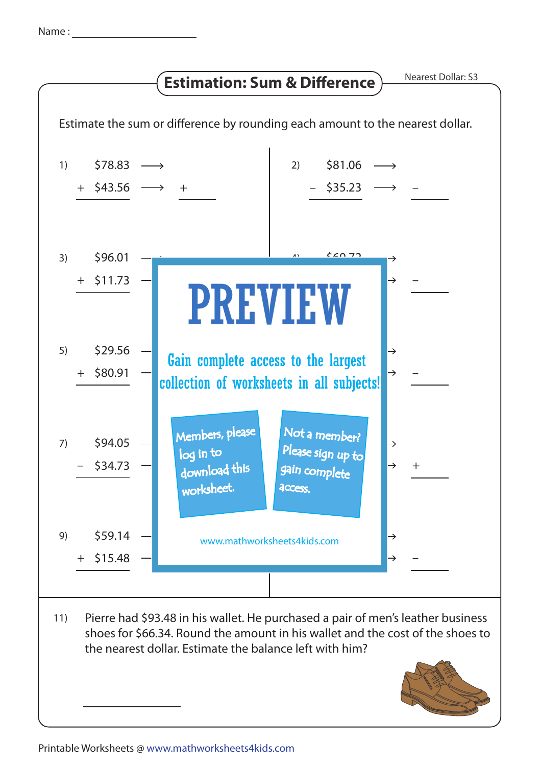Name : ______________________

# Estimation: Sum & Difference

Nearest Dollar: S3

Estimate the sum or difference by rounding each amount to the nearest dollar.

1) $78.83 ⟶
+ $43.56 ⟶ + ______

2) $81.06 ⟶
− $35.23 ⟶ − ______

3) $96.01 ⟶
+ $11.73 ⟶

4) $60.72 ⟶
⟶ − ______

5) $29.56 ⟶
+ $80.91 ⟶

6) ⟶
⟶ − ______

7) $94.05 ⟶
− $34.73 ⟶

8) ⟶
⟶ + ______

9) $59.14 ⟶
+ $15.48 ⟶

10) ⟶
⟶ − ______

**PREVIEW**

Gain complete access to the largest collection of worksheets in all subjects!

Members, please log in to download this worksheet.

Not a member? Please sign up to gain complete access.

www.mathworksheets4kids.com

11) Pierre had $93.48 in his wallet. He purchased a pair of men's leather business shoes for $66.34. Round the amount in his wallet and the cost of the shoes to the nearest dollar. Estimate the balance left with him?

______________

Printable Worksheets @ www.mathworksheets4kids.com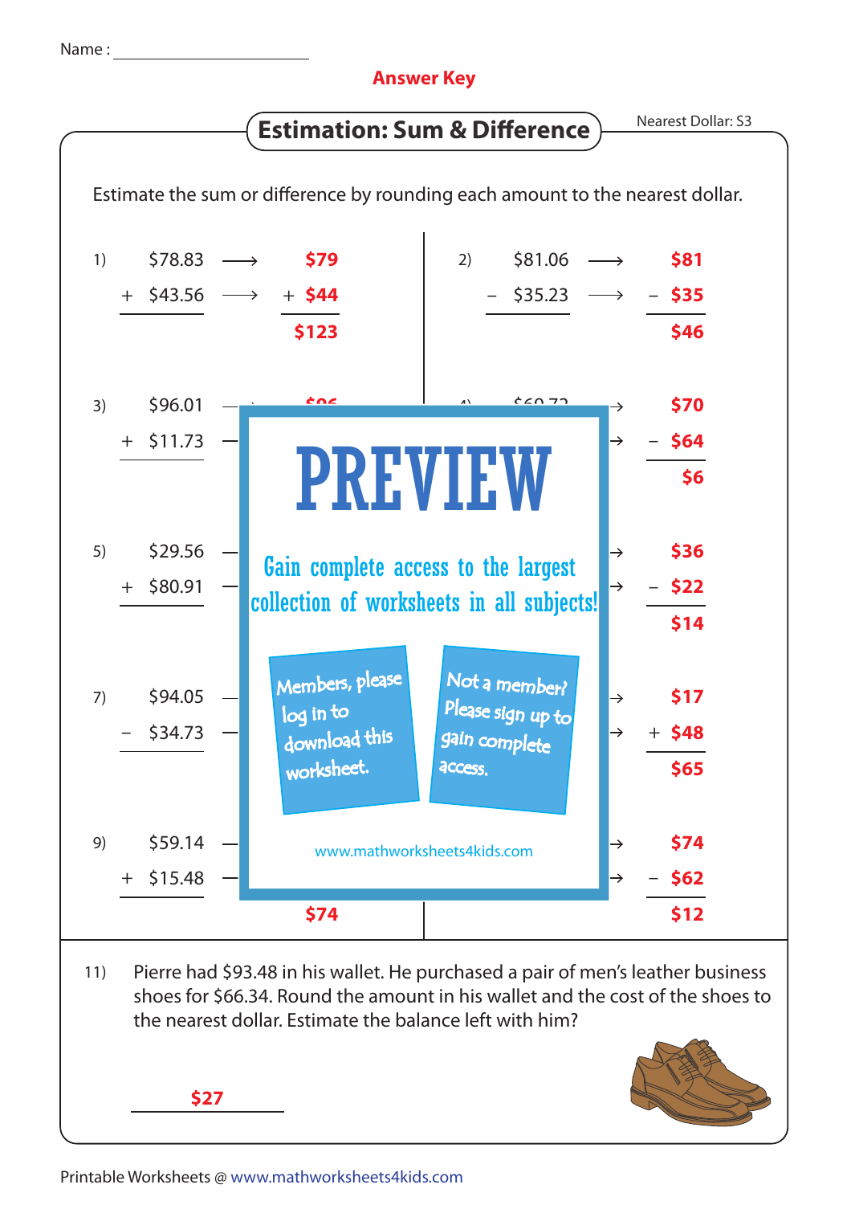Name : ____________________

**Answer Key**

# Estimation: Sum & Difference

Nearest Dollar: S3

Estimate the sum or difference by rounding each amount to the nearest dollar.

1) $78.83 ⟶ **$79**
+ $43.56 ⟶ + **$44**
**$123**

2) $81.06 ⟶ **$81**
− $35.23 ⟶ − **$35**
**$46**

3) $96.01 ⟶ **$96**
+ $11.73 ⟶

4) $69.72 ⟶ **$70**
⟶ − **$64**
**$6**

5) $29.56 ⟶
+ $80.91 ⟶

6) ⟶ **$36**
⟶ − **$22**
**$14**

7) $94.05 ⟶
− $34.73 ⟶

8) ⟶ **$17**
⟶ + **$48**
**$65**

9) $59.14 ⟶
+ $15.48 ⟶
**$74**

10) ⟶ **$74**
⟶ − **$62**
**$12**

**PREVIEW**

Gain complete access to the largest collection of worksheets in all subjects!

Members, please log in to download this worksheet.

Not a member? Please sign up to gain complete access.

www.mathworksheets4kids.com

11) Pierre had $93.48 in his wallet. He purchased a pair of men's leather business shoes for $66.34. Round the amount in his wallet and the cost of the shoes to the nearest dollar. Estimate the balance left with him?

**$27**

Printable Worksheets @ www.mathworksheets4kids.com